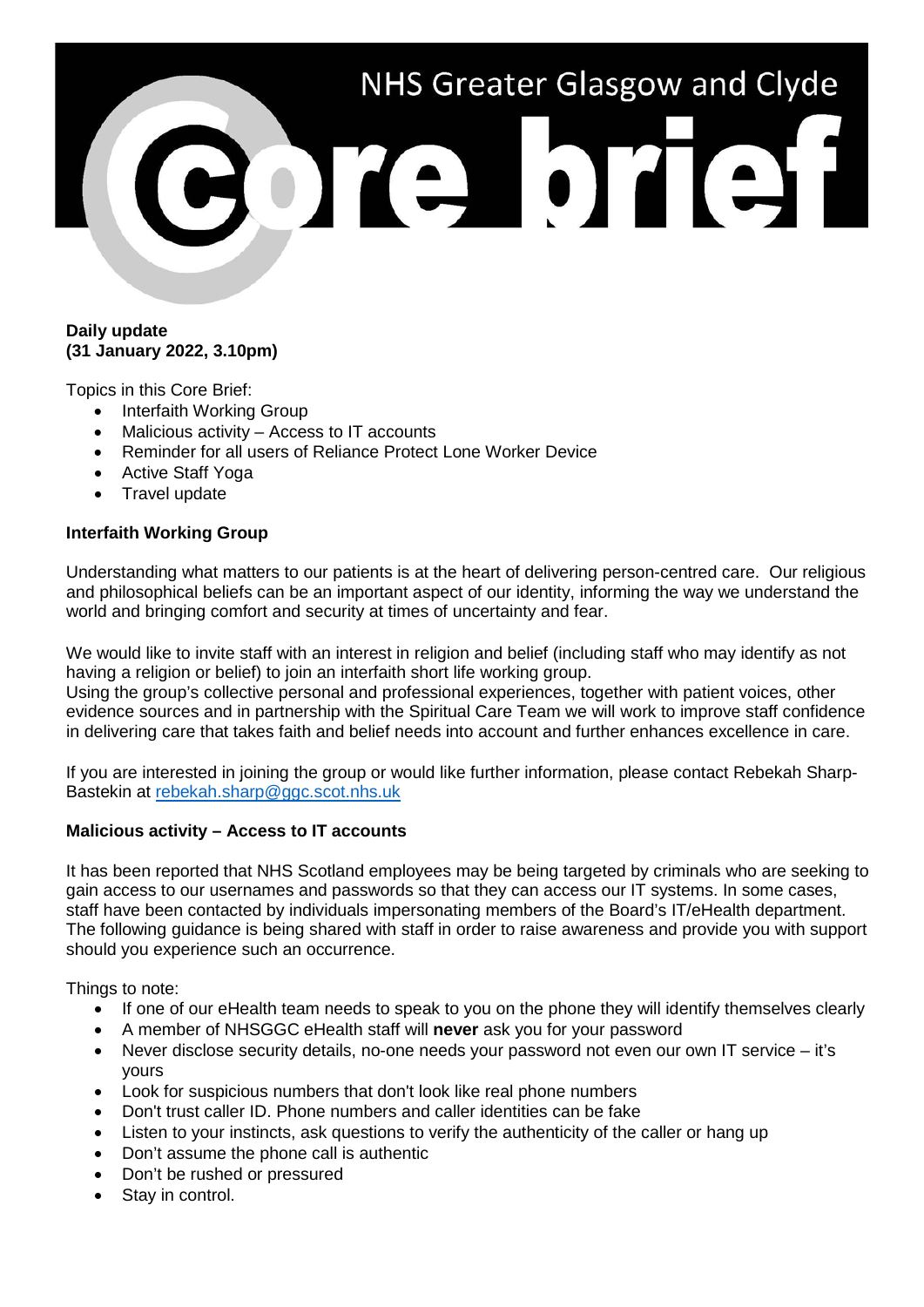# NHS Greater Glasgow and Clyde

# Core brief

**Daily update**
**(31 January 2022, 3.10pm)**

Topics in this Core Brief:

- Interfaith Working Group
- Malicious activity – Access to IT accounts
- Reminder for all users of Reliance Protect Lone Worker Device
- Active Staff Yoga
- Travel update

**Interfaith Working Group**

Understanding what matters to our patients is at the heart of delivering person-centred care. Our religious and philosophical beliefs can be an important aspect of our identity, informing the way we understand the world and bringing comfort and security at times of uncertainty and fear.

We would like to invite staff with an interest in religion and belief (including staff who may identify as not having a religion or belief) to join an interfaith short life working group.
Using the group's collective personal and professional experiences, together with patient voices, other evidence sources and in partnership with the Spiritual Care Team we will work to improve staff confidence in delivering care that takes faith and belief needs into account and further enhances excellence in care.

If you are interested in joining the group or would like further information, please contact Rebekah Sharp-Bastekin at rebekah.sharp@ggc.scot.nhs.uk

**Malicious activity – Access to IT accounts**

It has been reported that NHS Scotland employees may be being targeted by criminals who are seeking to gain access to our usernames and passwords so that they can access our IT systems. In some cases, staff have been contacted by individuals impersonating members of the Board's IT/eHealth department. The following guidance is being shared with staff in order to raise awareness and provide you with support should you experience such an occurrence.

Things to note:

- If one of our eHealth team needs to speak to you on the phone they will identify themselves clearly
- A member of NHSGGC eHealth staff will **never** ask you for your password
- Never disclose security details, no-one needs your password not even our own IT service – it's yours
- Look for suspicious numbers that don't look like real phone numbers
- Don't trust caller ID. Phone numbers and caller identities can be fake
- Listen to your instincts, ask questions to verify the authenticity of the caller or hang up
- Don't assume the phone call is authentic
- Don't be rushed or pressured
- Stay in control.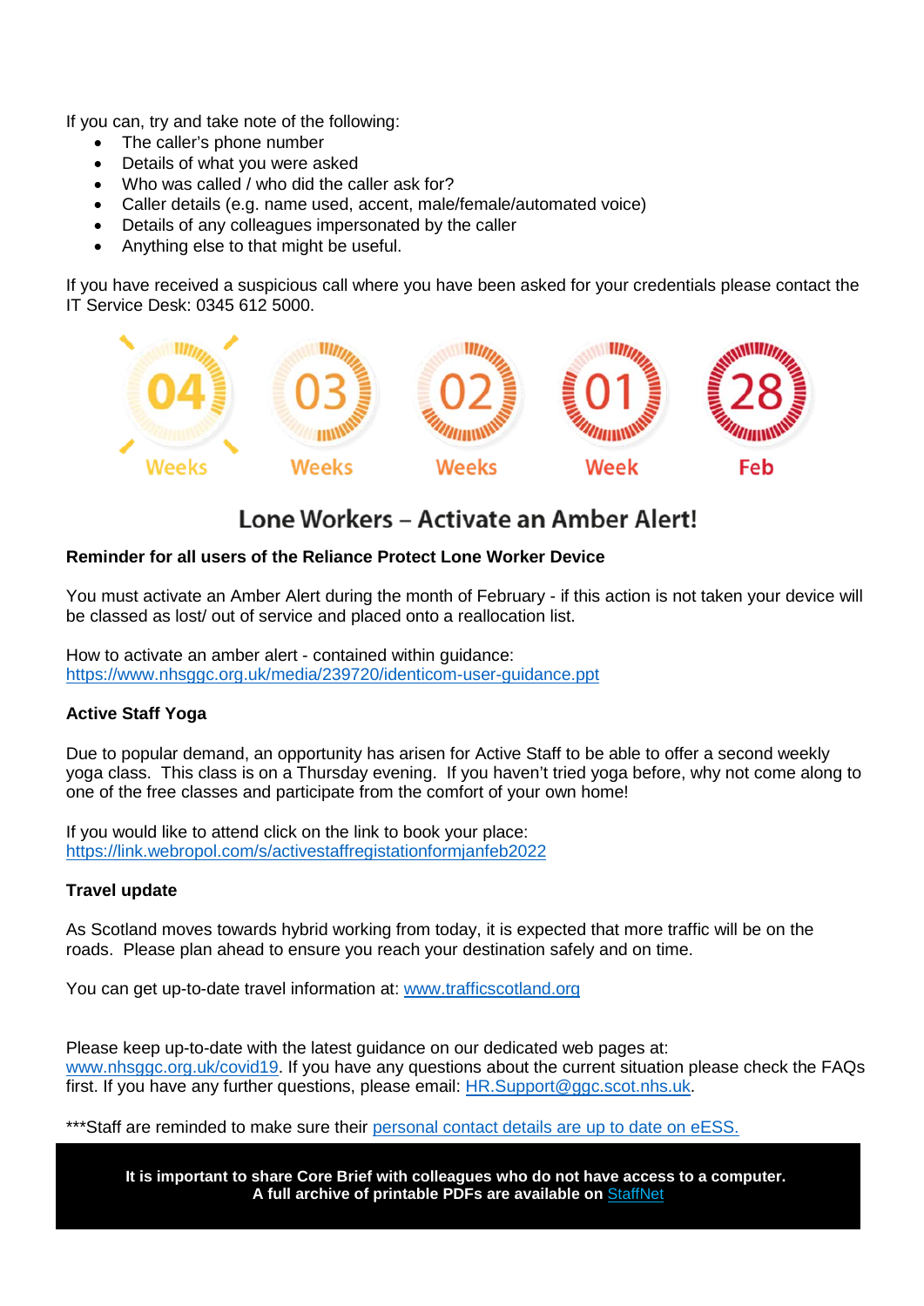If you can, try and take note of the following:

- The caller's phone number
- Details of what you were asked
- Who was called / who did the caller ask for?
- Caller details (e.g. name used, accent, male/female/automated voice)
- Details of any colleagues impersonated by the caller
- Anything else to that might be useful.

If you have received a suspicious call where you have been asked for your credentials please contact the IT Service Desk: 0345 612 5000.

04 Weeks
03 Weeks
02 Weeks
01 Week
28 Feb

## Lone Workers – Activate an Amber Alert!

**Reminder for all users of the Reliance Protect Lone Worker Device**

You must activate an Amber Alert during the month of February - if this action is not taken your device will be classed as lost/ out of service and placed onto a reallocation list.

How to activate an amber alert - contained within guidance:
https://www.nhsggc.org.uk/media/239720/identicom-user-guidance.ppt

**Active Staff Yoga**

Due to popular demand, an opportunity has arisen for Active Staff to be able to offer a second weekly yoga class. This class is on a Thursday evening. If you haven't tried yoga before, why not come along to one of the free classes and participate from the comfort of your own home!

If you would like to attend click on the link to book your place:
https://link.webropol.com/s/activestaffregistationformjanfeb2022

**Travel update**

As Scotland moves towards hybrid working from today, it is expected that more traffic will be on the roads. Please plan ahead to ensure you reach your destination safely and on time.

You can get up-to-date travel information at: www.trafficscotland.org

Please keep up-to-date with the latest guidance on our dedicated web pages at: www.nhsggc.org.uk/covid19. If you have any questions about the current situation please check the FAQs first. If you have any further questions, please email: HR.Support@ggc.scot.nhs.uk.

***Staff are reminded to make sure their personal contact details are up to date on eESS.

**It is important to share Core Brief with colleagues who do not have access to a computer.**
**A full archive of printable PDFs are available on StaffNet**